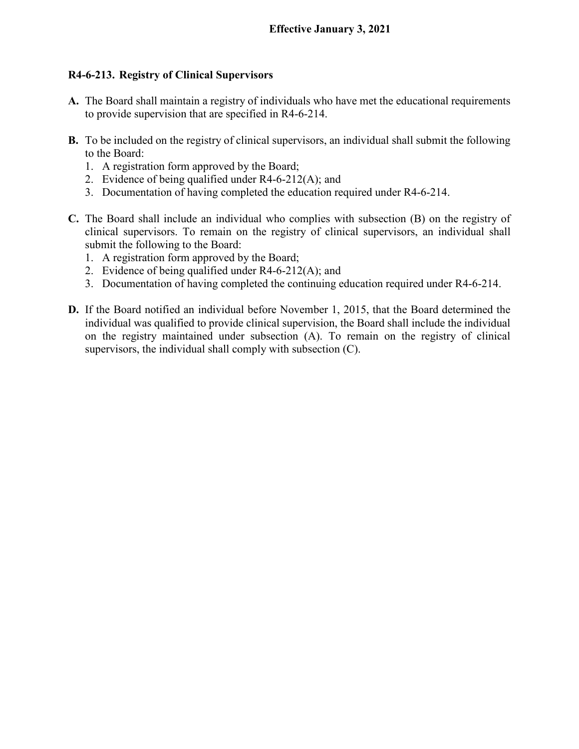**Effective January 3, 2021**

## R4-6-213. Registry of Clinical Supervisors

**A.** The Board shall maintain a registry of individuals who have met the educational requirements to provide supervision that are specified in R4-6-214.

**B.** To be included on the registry of clinical supervisors, an individual shall submit the following to the Board:

1. A registration form approved by the Board;
2. Evidence of being qualified under R4-6-212(A); and
3. Documentation of having completed the education required under R4-6-214.

**C.** The Board shall include an individual who complies with subsection (B) on the registry of clinical supervisors. To remain on the registry of clinical supervisors, an individual shall submit the following to the Board:

1. A registration form approved by the Board;
2. Evidence of being qualified under R4-6-212(A); and
3. Documentation of having completed the continuing education required under R4-6-214.

**D.** If the Board notified an individual before November 1, 2015, that the Board determined the individual was qualified to provide clinical supervision, the Board shall include the individual on the registry maintained under subsection (A). To remain on the registry of clinical supervisors, the individual shall comply with subsection (C).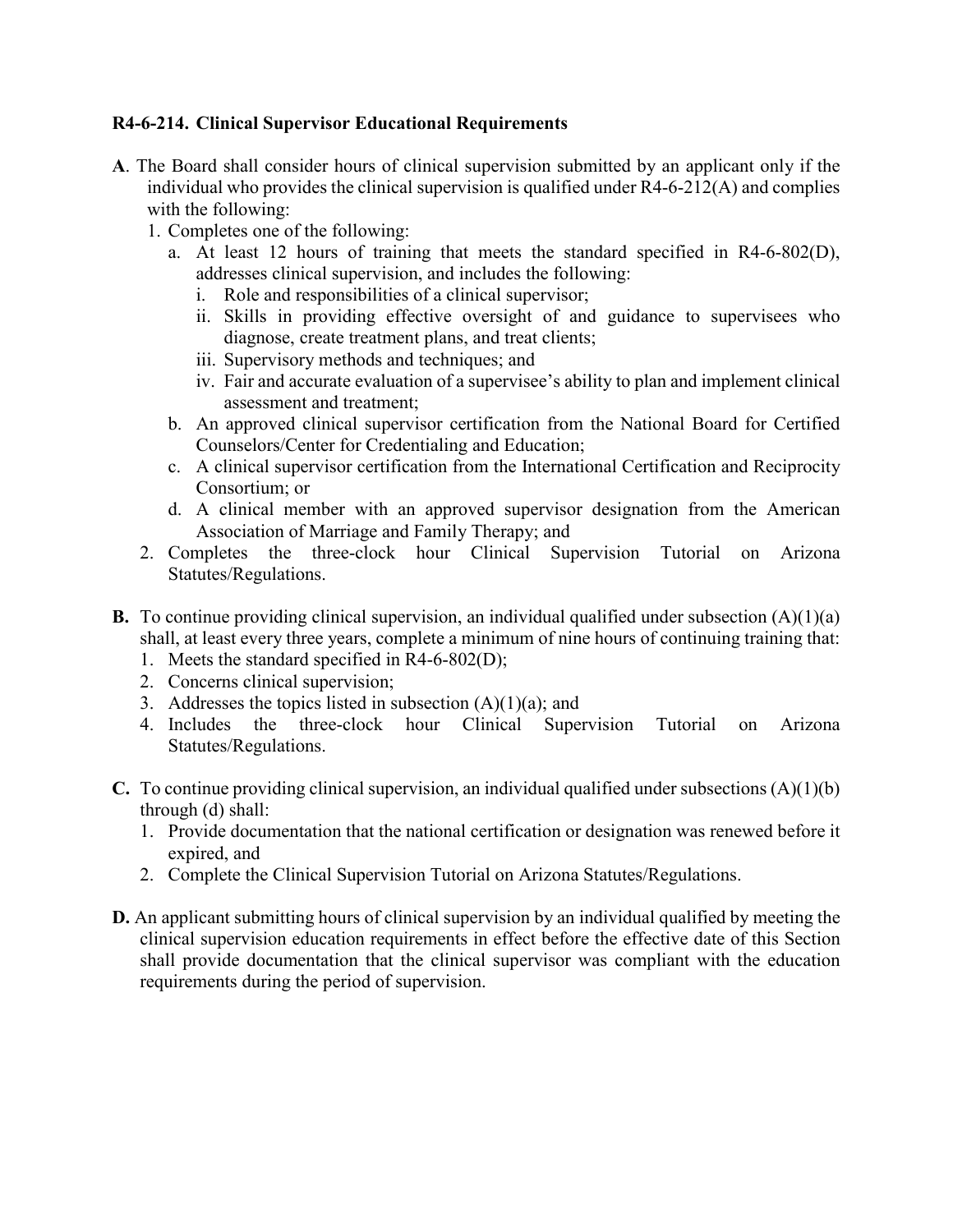**R4-6-214. Clinical Supervisor Educational Requirements**

**A**. The Board shall consider hours of clinical supervision submitted by an applicant only if the individual who provides the clinical supervision is qualified under R4-6-212(A) and complies with the following:

1. Completes one of the following:
   a. At least 12 hours of training that meets the standard specified in R4-6-802(D), addresses clinical supervision, and includes the following:
      i. Role and responsibilities of a clinical supervisor;
      ii. Skills in providing effective oversight of and guidance to supervisees who diagnose, create treatment plans, and treat clients;
      iii. Supervisory methods and techniques; and
      iv. Fair and accurate evaluation of a supervisee's ability to plan and implement clinical assessment and treatment;
   b. An approved clinical supervisor certification from the National Board for Certified Counselors/Center for Credentialing and Education;
   c. A clinical supervisor certification from the International Certification and Reciprocity Consortium; or
   d. A clinical member with an approved supervisor designation from the American Association of Marriage and Family Therapy; and
2. Completes the three-clock hour Clinical Supervision Tutorial on Arizona Statutes/Regulations.

**B.** To continue providing clinical supervision, an individual qualified under subsection (A)(1)(a) shall, at least every three years, complete a minimum of nine hours of continuing training that:

1. Meets the standard specified in R4-6-802(D);
2. Concerns clinical supervision;
3. Addresses the topics listed in subsection (A)(1)(a); and
4. Includes the three-clock hour Clinical Supervision Tutorial on Arizona Statutes/Regulations.

**C.** To continue providing clinical supervision, an individual qualified under subsections (A)(1)(b) through (d) shall:

1. Provide documentation that the national certification or designation was renewed before it expired, and
2. Complete the Clinical Supervision Tutorial on Arizona Statutes/Regulations.

**D.** An applicant submitting hours of clinical supervision by an individual qualified by meeting the clinical supervision education requirements in effect before the effective date of this Section shall provide documentation that the clinical supervisor was compliant with the education requirements during the period of supervision.